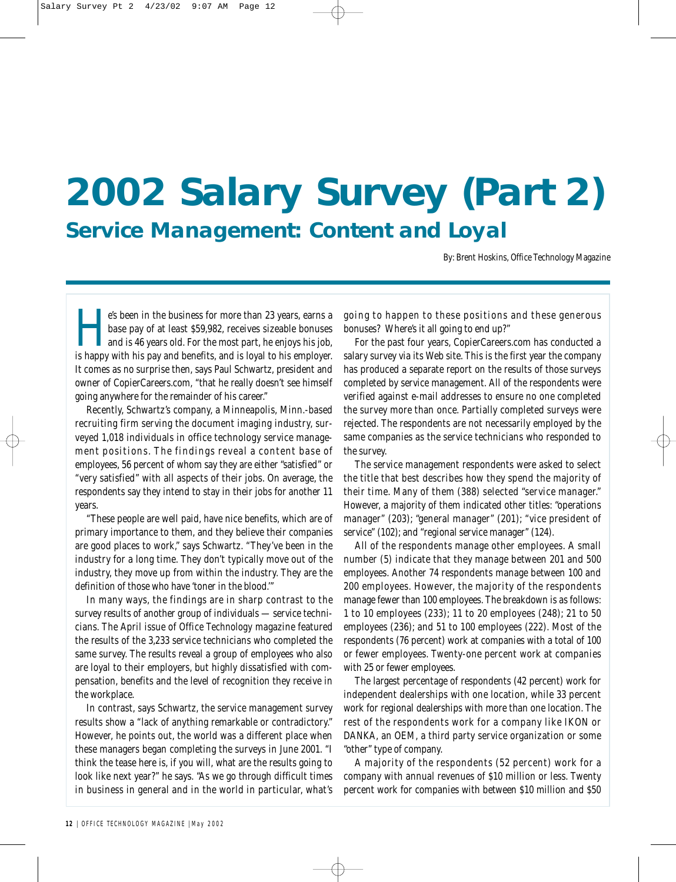# 2002 Salary Survey (Part 2)

## Service Management: Content and Loyal

By: Brent Hoskins, Office Technology Magazine

He's been in the business for more than 23 years, earns a base pay of at least $59,982, receives sizeable bonuses and is 46 years old. For the most part, he enjoys his job, is happy with his pay and benefits, and is loyal to his employer. It comes as no surprise then, says Paul Schwartz, president and owner of CopierCareers.com, "that he really doesn't see himself going anywhere for the remainder of his career."

Recently, Schwartz's company, a Minneapolis, Minn.-based recruiting firm serving the document imaging industry, surveyed 1,018 individuals in office technology service management positions. The findings reveal a content base of employees, 56 percent of whom say they are either "satisfied" or "very satisfied" with all aspects of their jobs. On average, the respondents say they intend to stay in their jobs for another 11 years.

"These people are well paid, have nice benefits, which are of primary importance to them, and they believe their companies are good places to work," says Schwartz. "They've been in the industry for a long time. They don't typically move out of the industry, they move up from within the industry. They are the definition of those who have 'toner in the blood.'"

In many ways, the findings are in sharp contrast to the survey results of another group of individuals — service technicians. The April issue of Office Technology magazine featured the results of the 3,233 service technicians who completed the same survey. The results reveal a group of employees who also are loyal to their employers, but highly dissatisfied with compensation, benefits and the level of recognition they receive in the workplace.

In contrast, says Schwartz, the service management survey results show a "lack of anything remarkable or contradictory." However, he points out, the world was a different place when these managers began completing the surveys in June 2001. "I think the tease here is, if you will, what are the results going to look like next year?" he says. "As we go through difficult times in business in general and in the world in particular, what's going to happen to these positions and these generous bonuses? Where's it all going to end up?"

For the past four years, CopierCareers.com has conducted a salary survey via its Web site. This is the first year the company has produced a separate report on the results of those surveys completed by service management. All of the respondents were verified against e-mail addresses to ensure no one completed the survey more than once. Partially completed surveys were rejected. The respondents are not necessarily employed by the same companies as the service technicians who responded to the survey.

The service management respondents were asked to select the title that best describes how they spend the majority of their time. Many of them (388) selected "service manager." However, a majority of them indicated other titles: "operations manager" (203); "general manager" (201); "vice president of service" (102); and "regional service manager" (124).

All of the respondents manage other employees. A small number (5) indicate that they manage between 201 and 500 employees. Another 74 respondents manage between 100 and 200 employees. However, the majority of the respondents manage fewer than 100 employees. The breakdown is as follows: 1 to 10 employees (233); 11 to 20 employees (248); 21 to 50 employees (236); and 51 to 100 employees (222). Most of the respondents (76 percent) work at companies with a total of 100 or fewer employees. Twenty-one percent work at companies with 25 or fewer employees.

The largest percentage of respondents (42 percent) work for independent dealerships with one location, while 33 percent work for regional dealerships with more than one location. The rest of the respondents work for a company like IKON or DANKA, an OEM, a third party service organization or some "other" type of company.

A majority of the respondents (52 percent) work for a company with annual revenues of $10 million or less. Twenty percent work for companies with between $10 million and $50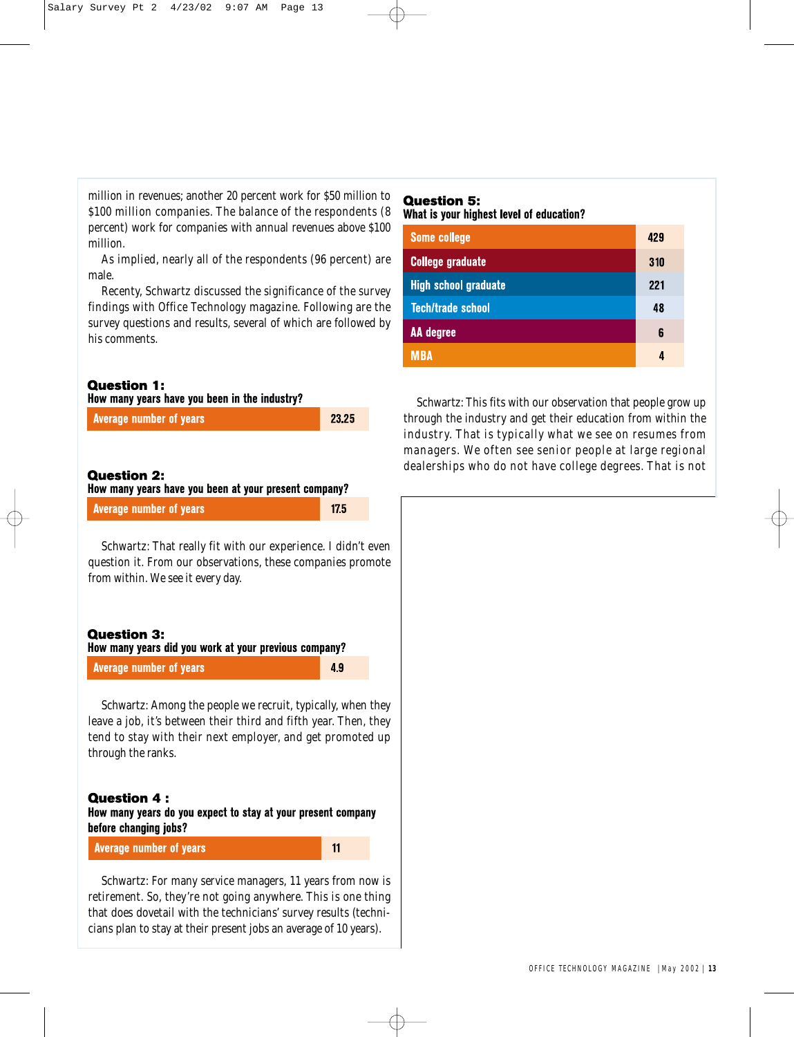million in revenues; another 20 percent work for $50 million to $100 million companies. The balance of the respondents (8 percent) work for companies with annual revenues above $100 million.

As implied, nearly all of the respondents (96 percent) are male.

Recenty, Schwartz discussed the significance of the survey findings with Office Technology magazine. Following are the survey questions and results, several of which are followed by his comments.

**Question 1:**
**How many years have you been in the industry?**

| Average number of years | 23.25 |
|---|---|

**Question 2:**
**How many years have you been at your present company?**

| Average number of years | 17.5 |
|---|---|

Schwartz: That really fit with our experience. I didn't even question it. From our observations, these companies promote from within. We see it every day.

**Question 3:**
**How many years did you work at your previous company?**

| Average number of years | 4.9 |
|---|---|

Schwartz: Among the people we recruit, typically, when they leave a job, it's between their third and fifth year. Then, they tend to stay with their next employer, and get promoted up through the ranks.

**Question 4 :**
**How many years do you expect to stay at your present company before changing jobs?**

| Average number of years | 11 |
|---|---|

Schwartz: For many service managers, 11 years from now is retirement. So, they're not going anywhere. This is one thing that does dovetail with the technicians' survey results (technicians plan to stay at their present jobs an average of 10 years).

**Question 5:**
**What is your highest level of education?**

| Education | Count |
|---|---|
| Some college | 429 |
| College graduate | 310 |
| High school graduate | 221 |
| Tech/trade school | 48 |
| AA degree | 6 |
| MBA | 4 |

Schwartz: This fits with our observation that people grow up through the industry and get their education from within the industry. That is typically what we see on resumes from managers. We often see senior people at large regional dealerships who do not have college degrees. That is not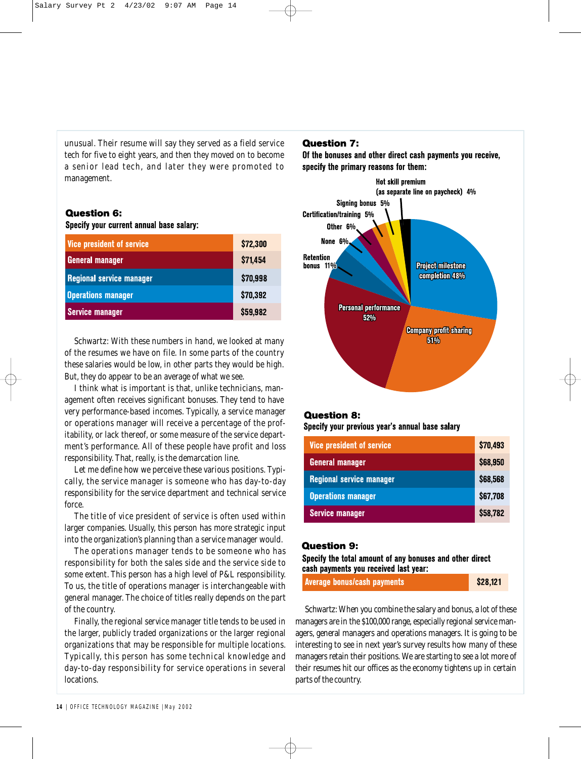unusual. Their resume will say they served as a field service tech for five to eight years, and then they moved on to become a senior lead tech, and later they were promoted to management.

### Question 6:

**Specify your current annual base salary:**

| Position | Salary |
|---|---|
| Vice president of service | $72,300 |
| General manager | $71,454 |
| Regional service manager | $70,998 |
| Operations manager | $70,392 |
| Service manager | $59,982 |

Schwartz: With these numbers in hand, we looked at many of the resumes we have on file. In some parts of the country these salaries would be low, in other parts they would be high. But, they do appear to be an average of what we see.

I think what is important is that, unlike technicians, management often receives significant bonuses. They tend to have very performance-based incomes. Typically, a service manager or operations manager will receive a percentage of the profitability, or lack thereof, or some measure of the service department's performance. All of these people have profit and loss responsibility. That, really, is the demarcation line.

Let me define how we perceive these various positions. Typically, the service manager is someone who has day-to-day responsibility for the service department and technical service force.

The title of vice president of service is often used within larger companies. Usually, this person has more strategic input into the organization's planning than a service manager would.

The operations manager tends to be someone who has responsibility for both the sales side and the service side to some extent. This person has a high level of P&L responsibility. To us, the title of operations manager is interchangeable with general manager. The choice of titles really depends on the part of the country.

Finally, the regional service manager title tends to be used in the larger, publicly traded organizations or the larger regional organizations that may be responsible for multiple locations. Typically, this person has some technical knowledge and day-to-day responsibility for service operations in several locations.

### Question 7:

**Of the bonuses and other direct cash payments you receive, specify the primary reasons for them:**

| Reason | Percentage |
|---|---|
| Personal performance | 52% |
| Company profit sharing | 51% |
| Project milestone completion | 48% |
| Retention bonus | 11% |
| None | 6% |
| Other | 6% |
| Certification/training | 5% |
| Signing bonus | 5% |
| Hot skill premium (as separate line on paycheck) | 4% |

### Question 8:

**Specify your previous year's annual base salary**

| Position | Salary |
|---|---|
| Vice president of service | $70,493 |
| General manager | $68,950 |
| Regional service manager | $68,568 |
| Operations manager | $67,708 |
| Service manager | $58,782 |

### Question 9:

**Specify the total amount of any bonuses and other direct cash payments you received last year:**

| | |
|---|---|
| Average bonus/cash payments | $28,121 |

Schwartz: When you combine the salary and bonus, a lot of these managers are in the $100,000 range, especially regional service managers, general managers and operations managers. It is going to be interesting to see in next year's survey results how many of these managers retain their positions. We are starting to see a lot more of their resumes hit our offices as the economy tightens up in certain parts of the country.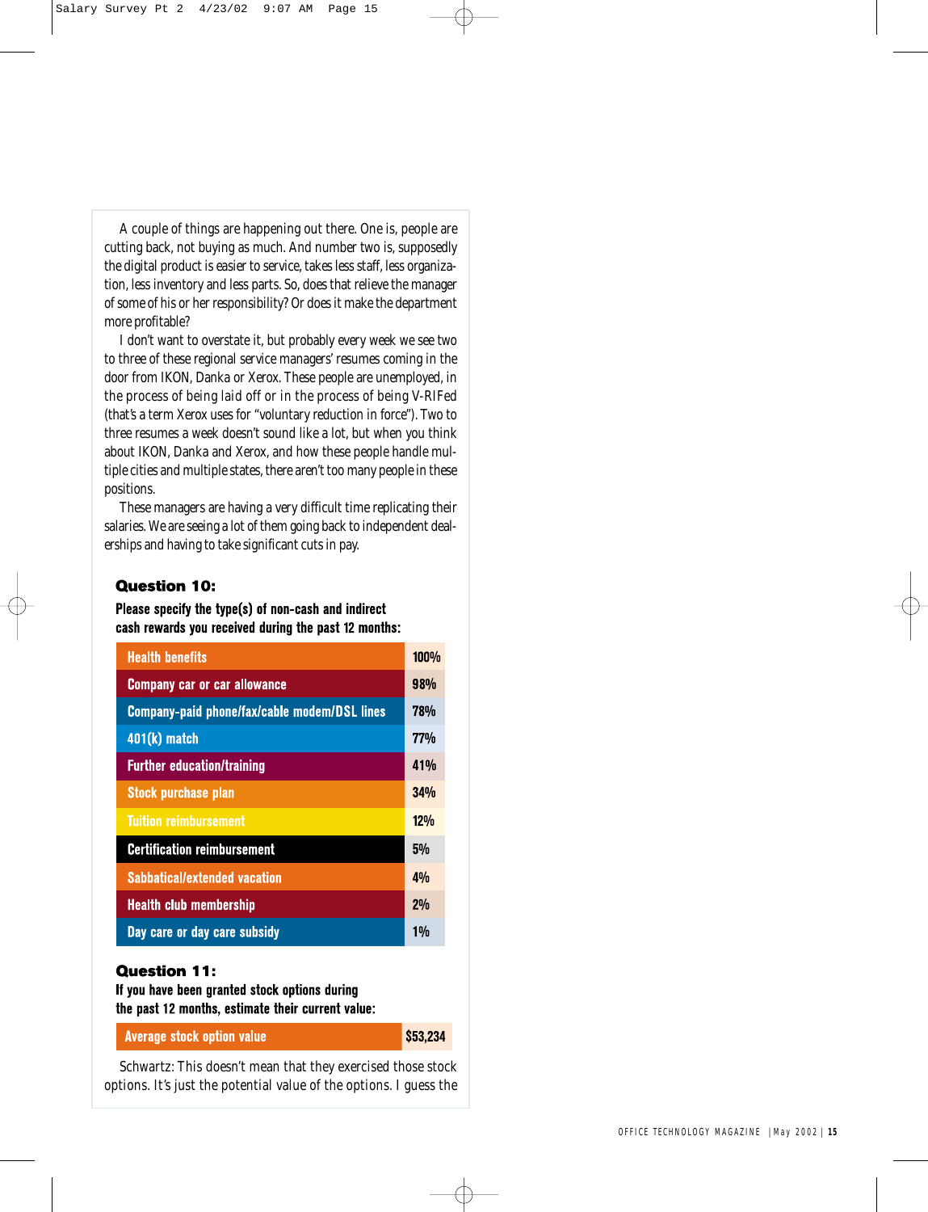A couple of things are happening out there. One is, people are cutting back, not buying as much. And number two is, supposedly the digital product is easier to service, takes less staff, less organization, less inventory and less parts. So, does that relieve the manager of some of his or her responsibility? Or does it make the department more profitable?

I don't want to overstate it, but probably every week we see two to three of these regional service managers' resumes coming in the door from IKON, Danka or Xerox. These people are unemployed, in the process of being laid off or in the process of being V-RIFed (that's a term Xerox uses for "voluntary reduction in force"). Two to three resumes a week doesn't sound like a lot, but when you think about IKON, Danka and Xerox, and how these people handle multiple cities and multiple states, there aren't too many people in these positions.

These managers are having a very difficult time replicating their salaries. We are seeing a lot of them going back to independent dealerships and having to take significant cuts in pay.

### Question 10:

**Please specify the type(s) of non-cash and indirect cash rewards you received during the past 12 months:**

| Reward | Percent |
|---|---|
| Health benefits | 100% |
| Company car or car allowance | 98% |
| Company-paid phone/fax/cable modem/DSL lines | 78% |
| 401(k) match | 77% |
| Further education/training | 41% |
| Stock purchase plan | 34% |
| Tuition reimbursement | 12% |
| Certification reimbursement | 5% |
| Sabbatical/extended vacation | 4% |
| Health club membership | 2% |
| Day care or day care subsidy | 1% |

### Question 11:

**If you have been granted stock options during the past 12 months, estimate their current value:**

| | |
|---|---|
| Average stock option value | $53,234 |

Schwartz: This doesn't mean that they exercised those stock options. It's just the potential value of the options. I guess the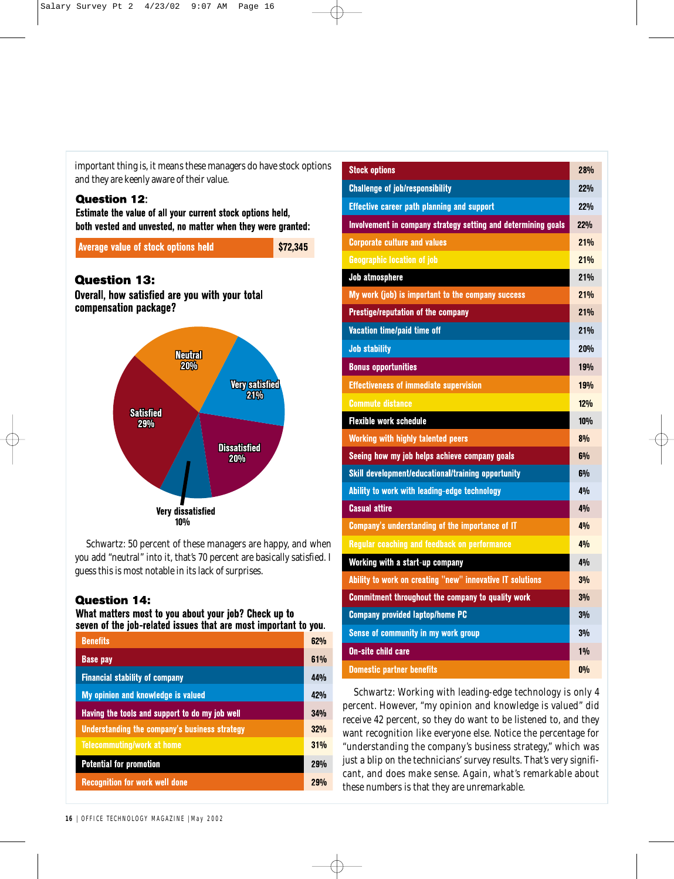important thing is, it means these managers do have stock options and they are keenly aware of their value.

## Question 12:

**Estimate the value of all your current stock options held, both vested and unvested, no matter when they were granted:**

| Average value of stock options held | $72,345 |
|---|---|

## Question 13:

**Overall, how satisfied are you with your total compensation package?**

| Response | Percent |
|---|---|
| Very satisfied | 21% |
| Satisfied | 29% |
| Neutral | 20% |
| Dissatisfied | 20% |
| Very dissatisfied | 10% |

Schwartz: 50 percent of these managers are happy, and when you add "neutral" into it, that's 70 percent are basically satisfied. I guess this is most notable in its lack of surprises.

## Question 14:

**What matters most to you about your job? Check up to seven of the job-related issues that are most important to you.**

| Issue | Percent |
|---|---|
| Benefits | 62% |
| Base pay | 61% |
| Financial stability of company | 44% |
| My opinion and knowledge is valued | 42% |
| Having the tools and support to do my job well | 34% |
| Understanding the company's business strategy | 32% |
| Telecommuting/work at home | 31% |
| Potential for promotion | 29% |
| Recognition for work well done | 29% |
| Stock options | 28% |
| Challenge of job/responsibility | 22% |
| Effective career path planning and support | 22% |
| Involvement in company strategy setting and determining goals | 22% |
| Corporate culture and values | 21% |
| Geographic location of job | 21% |
| Job atmosphere | 21% |
| My work (job) is important to the company success | 21% |
| Prestige/reputation of the company | 21% |
| Vacation time/paid time off | 21% |
| Job stability | 20% |
| Bonus opportunities | 19% |
| Effectiveness of immediate supervision | 19% |
| Commute distance | 12% |
| Flexible work schedule | 10% |
| Working with highly talented peers | 8% |
| Seeing how my job helps achieve company goals | 6% |
| Skill development/educational/training opportunity | 6% |
| Ability to work with leading-edge technology | 4% |
| Casual attire | 4% |
| Company's understanding of the importance of IT | 4% |
| Regular coaching and feedback on performance | 4% |
| Working with a start-up company | 4% |
| Ability to work on creating "new" innovative IT solutions | 3% |
| Commitment throughout the company to quality work | 3% |
| Company provided laptop/home PC | 3% |
| Sense of community in my work group | 3% |
| On-site child care | 1% |
| Domestic partner benefits | 0% |

Schwartz: Working with leading-edge technology is only 4 percent. However, "my opinion and knowledge is valued" did receive 42 percent, so they do want to be listened to, and they want recognition like everyone else. Notice the percentage for "understanding the company's business strategy," which was just a blip on the technicians' survey results. That's very significant, and does make sense. Again, what's remarkable about these numbers is that they are unremarkable.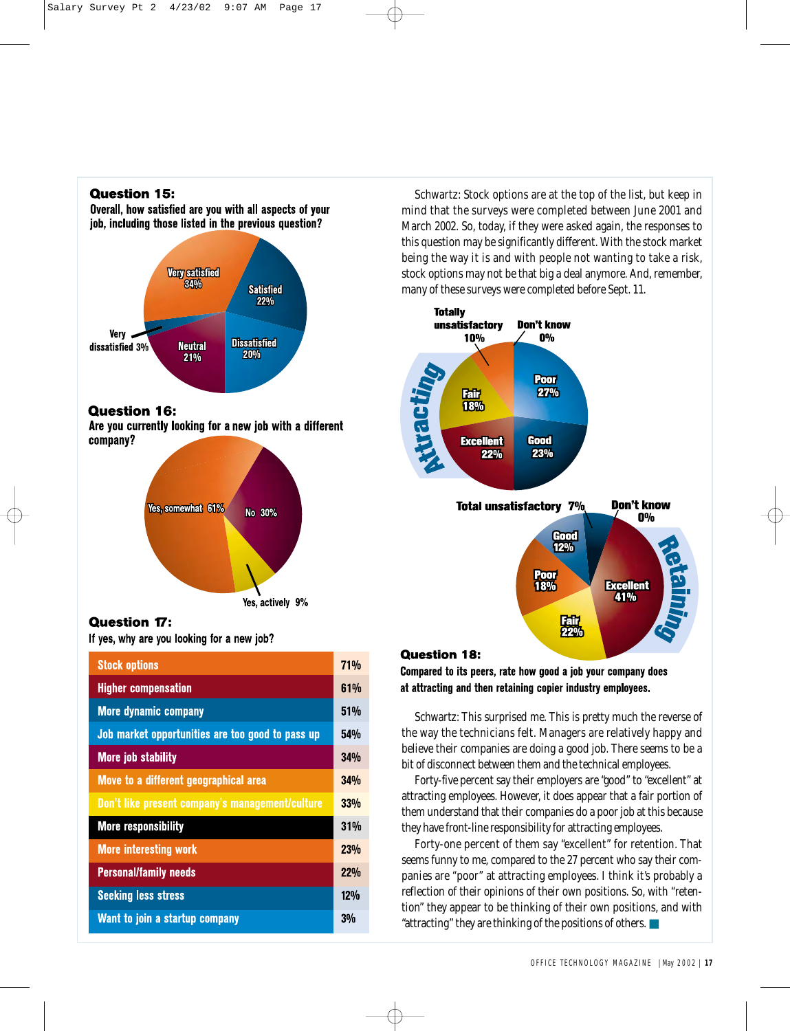### Question 15:

**Overall, how satisfied are you with all aspects of your job, including those listed in the previous question?**

Very satisfied 34%
Satisfied 22%
Very dissatisfied 3%
Neutral 21%
Dissatisfied 20%

### Question 16:

**Are you currently looking for a new job with a different company?**

Yes, somewhat 61%
No 30%
Yes, actively 9%

### Question 17:

If yes, why are you looking for a new job?

| | |
|---|---|
| Stock options | 71% |
| Higher compensation | 61% |
| More dynamic company | 51% |
| Job market opportunities are too good to pass up | 54% |
| More job stability | 34% |
| Move to a different geographical area | 34% |
| Don't like present company's management/culture | 33% |
| More responsibility | 31% |
| More interesting work | 23% |
| Personal/family needs | 22% |
| Seeking less stress | 12% |
| Want to join a startup company | 3% |

Schwartz: Stock options are at the top of the list, but keep in mind that the surveys were completed between June 2001 and March 2002. So, today, if they were asked again, the responses to this question may be significantly different. With the stock market being the way it is and with people not wanting to take a risk, stock options may not be that big a deal anymore. And, remember, many of these surveys were completed before Sept. 11.

Attracting

Totally unsatisfactory 10%
Don't know 0%
Poor 27%
Fair 18%
Excellent 22%
Good 23%

Retaining

Total unsatisfactory 7%
Don't know 0%
Good 12%
Poor 18%
Excellent 41%
Fair 22%

### Question 18:

**Compared to its peers, rate how good a job your company does at attracting and then retaining copier industry employees.**

Schwartz: This surprised me. This is pretty much the reverse of the way the technicians felt. Managers are relatively happy and believe their companies are doing a good job. There seems to be a bit of disconnect between them and the technical employees.

Forty-five percent say their employers are "good" to "excellent" at attracting employees. However, it does appear that a fair portion of them understand that their companies do a poor job at this because they have front-line responsibility for attracting employees.

Forty-one percent of them say "excellent" for retention. That seems funny to me, compared to the 27 percent who say their companies are "poor" at attracting employees. I think it's probably a reflection of their opinions of their own positions. So, with "retention" they appear to be thinking of their own positions, and with "attracting" they are thinking of the positions of others. ■